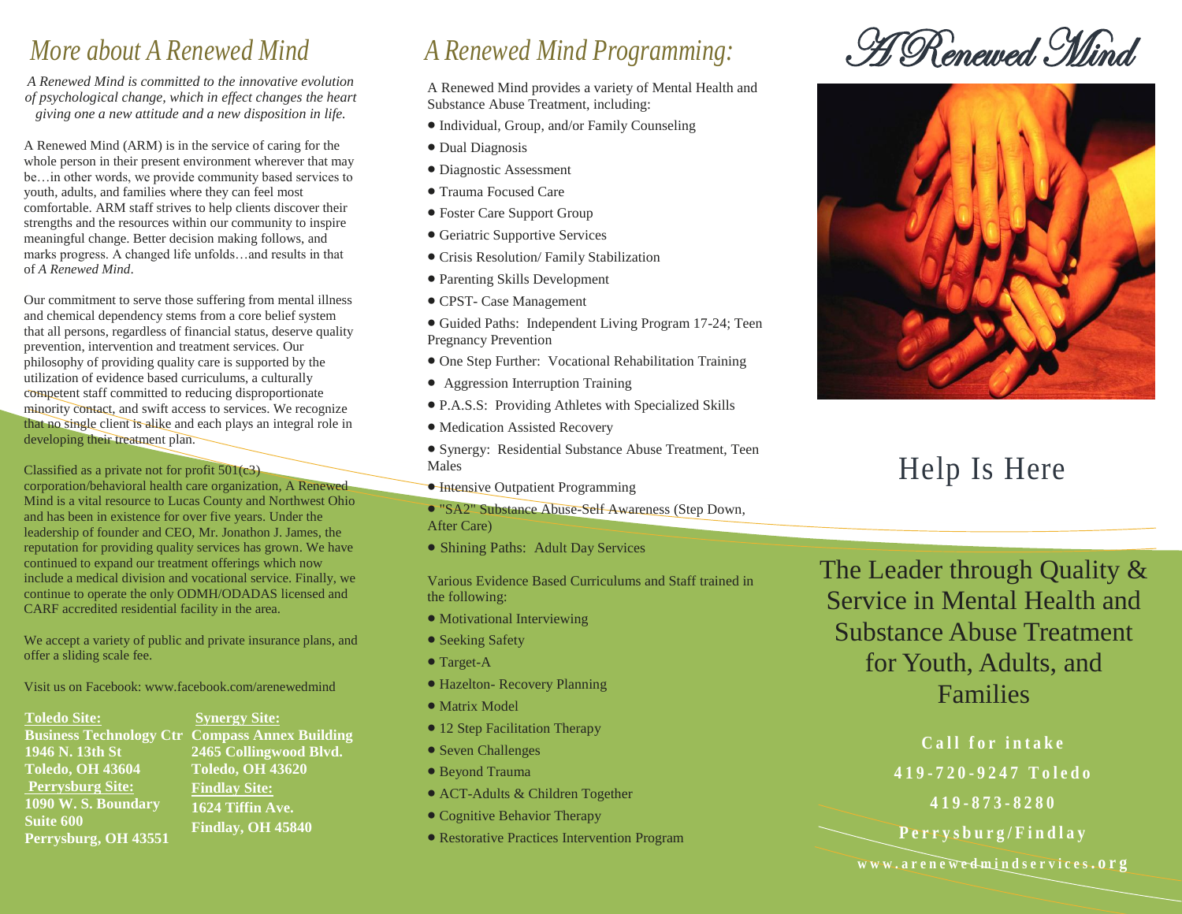## More about A Renewed Mind

*A Renewed Mind is committed to the innovative evolution of psychological change, which in effect changes the heart giving one a new attitude and a new disposition in life.*

A Renewed Mind (ARM) is in the service of caring for the whole person in their present environment wherever that may be…in other words, we provide community based services to youth, adults, and families where they can feel most comfortable. ARM staff strives to help clients discover their strengths and the resources within our community to inspire meaningful change. Better decision making follows, and marks progress. A changed life unfolds…and results in that of *A Renewed Mind*.

Our commitment to serve those suffering from mental illness and chemical dependency stems from a core belief system that all persons, regardless of financial status, deserve quality prevention, intervention and treatment services. Our philosophy of providing quality care is supported by the utilization of evidence based curriculums, a culturally competent staff committed to reducing disproportionate minority contact, and swift access to services. We recognize that no single client is alike and each plays an integral role in developing their treatment plan.

Classified as a private not for profit 501(c3) corporation/behavioral health care organization, A Renewed Mind is a vital resource to Lucas County and Northwest Ohio and has been in existence for over five years. Under the leadership of founder and CEO, Mr. Jonathon J. James, the reputation for providing quality services has grown. We have continued to expand our treatment offerings which now include a medical division and vocational service. Finally, we continue to operate the only ODMH/ODADAS licensed and CARF accredited residential facility in the area.

We accept a variety of public and private insurance plans, and offer a sliding scale fee.

Visit us on Facebook: www.facebook.com/arenewedmind

**Toledo Site:**
**Business Technology Ctr**
**1946 N. 13th St**
**Toledo, OH 43604**

**Perrysburg Site:**
**1090 W. S. Boundary**
**Suite 600**
**Perrysburg, OH 43551**

**Synergy Site:**
**Compass Annex Building**
**2465 Collingwood Blvd.**
**Toledo, OH 43620**

**Findlay Site:**
**1624 Tiffin Ave.**
**Findlay, OH 45840**

## A Renewed Mind Programming:

A Renewed Mind provides a variety of Mental Health and Substance Abuse Treatment, including:

- Individual, Group, and/or Family Counseling
- Dual Diagnosis
- Diagnostic Assessment
- Trauma Focused Care
- Foster Care Support Group
- Geriatric Supportive Services
- Crisis Resolution/ Family Stabilization
- Parenting Skills Development
- CPST- Case Management
- Guided Paths: Independent Living Program 17-24; Teen Pregnancy Prevention
- One Step Further: Vocational Rehabilitation Training
- Aggression Interruption Training
- P.A.S.S: Providing Athletes with Specialized Skills
- Medication Assisted Recovery
- Synergy: Residential Substance Abuse Treatment, Teen Males
- Intensive Outpatient Programming
- "SA2" Substance Abuse-Self Awareness (Step Down, After Care)
- Shining Paths: Adult Day Services

Various Evidence Based Curriculums and Staff trained in the following:

- Motivational Interviewing
- Seeking Safety
- Target-A
- Hazelton- Recovery Planning
- Matrix Model
- 12 Step Facilitation Therapy
- Seven Challenges
- Beyond Trauma
- ACT-Adults & Children Together
- Cognitive Behavior Therapy
- Restorative Practices Intervention Program

# A Renewed Mind

## Help Is Here

The Leader through Quality & Service in Mental Health and Substance Abuse Treatment for Youth, Adults, and Families

**Call for intake**

**419-720-9247 Toledo**

**419-873-8280**

**Perrysburg/Findlay**

**www.arenewedmindservices.org**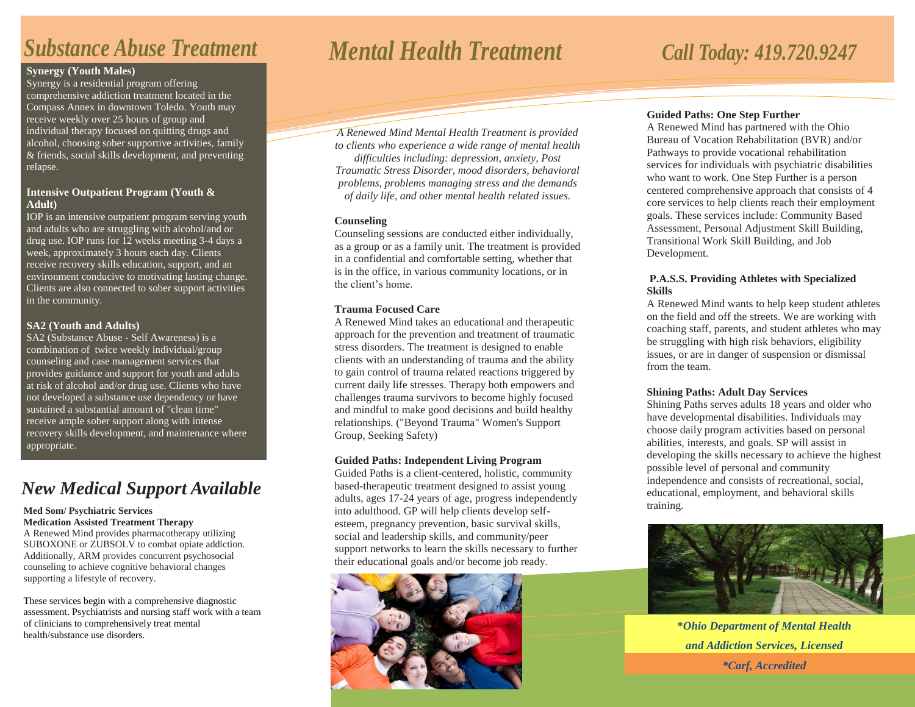# Substance Abuse Treatment

**Synergy (Youth Males)**
Synergy is a residential program offering comprehensive addiction treatment located in the Compass Annex in downtown Toledo. Youth may receive weekly over 25 hours of group and individual therapy focused on quitting drugs and alcohol, choosing sober supportive activities, family & friends, social skills development, and preventing relapse.

**Intensive Outpatient Program (Youth & Adult)**
IOP is an intensive outpatient program serving youth and adults who are struggling with alcohol/and or drug use. IOP runs for 12 weeks meeting 3-4 days a week, approximately 3 hours each day. Clients receive recovery skills education, support, and an environment conducive to motivating lasting change. Clients are also connected to sober support activities in the community.

**SA2 (Youth and Adults)**
SA2 (Substance Abuse - Self Awareness) is a combination of twice weekly individual/group counseling and case management services that provides guidance and support for youth and adults at risk of alcohol and/or drug use. Clients who have not developed a substance use dependency or have sustained a substantial amount of "clean time" receive ample sober support along with intense recovery skills development, and maintenance where appropriate.

# New Medical Support Available

**Med Som/ Psychiatric Services**
**Medication Assisted Treatment Therapy**
A Renewed Mind provides pharmacotherapy utilizing SUBOXONE or ZUBSOLV to combat opiate addiction. Additionally, ARM provides concurrent psychosocial counseling to achieve cognitive behavioral changes supporting a lifestyle of recovery.

These services begin with a comprehensive diagnostic assessment. Psychiatrists and nursing staff work with a team of clinicians to comprehensively treat mental health/substance use disorders.

# Mental Health Treatment

*A Renewed Mind Mental Health Treatment is provided to clients who experience a wide range of mental health difficulties including: depression, anxiety, Post Traumatic Stress Disorder, mood disorders, behavioral problems, problems managing stress and the demands of daily life, and other mental health related issues.*

**Counseling**
Counseling sessions are conducted either individually, as a group or as a family unit. The treatment is provided in a confidential and comfortable setting, whether that is in the office, in various community locations, or in the client's home.

**Trauma Focused Care**
A Renewed Mind takes an educational and therapeutic approach for the prevention and treatment of traumatic stress disorders. The treatment is designed to enable clients with an understanding of trauma and the ability to gain control of trauma related reactions triggered by current daily life stresses. Therapy both empowers and challenges trauma survivors to become highly focused and mindful to make good decisions and build healthy relationships. ("Beyond Trauma" Women's Support Group, Seeking Safety)

**Guided Paths: Independent Living Program**
Guided Paths is a client-centered, holistic, community based-therapeutic treatment designed to assist young adults, ages 17-24 years of age, progress independently into adulthood. GP will help clients develop self-esteem, pregnancy prevention, basic survival skills, social and leadership skills, and community/peer support networks to learn the skills necessary to further their educational goals and/or become job ready.

# Call Today: 419.720.9247

**Guided Paths: One Step Further**
A Renewed Mind has partnered with the Ohio Bureau of Vocation Rehabilitation (BVR) and/or Pathways to provide vocational rehabilitation services for individuals with psychiatric disabilities who want to work. One Step Further is a person centered comprehensive approach that consists of 4 core services to help clients reach their employment goals. These services include: Community Based Assessment, Personal Adjustment Skill Building, Transitional Work Skill Building, and Job Development.

**P.A.S.S. Providing Athletes with Specialized Skills**
A Renewed Mind wants to help keep student athletes on the field and off the streets. We are working with coaching staff, parents, and student athletes who may be struggling with high risk behaviors, eligibility issues, or are in danger of suspension or dismissal from the team.

**Shining Paths: Adult Day Services**
Shining Paths serves adults 18 years and older who have developmental disabilities. Individuals may choose daily program activities based on personal abilities, interests, and goals. SP will assist in developing the skills necessary to achieve the highest possible level of personal and community independence and consists of recreational, social, educational, employment, and behavioral skills training.

***Ohio Department of Mental Health and Addiction Services, Licensed***

***Carf, Accredited***